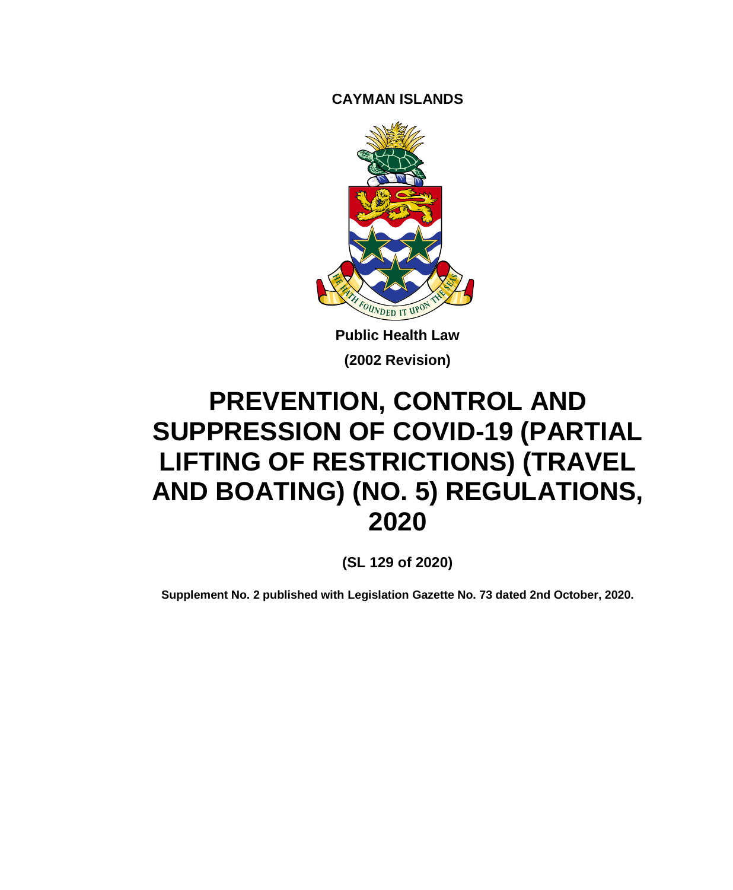**CAYMAN ISLANDS**

**Public Health Law**

**(2002 Revision)**

# PREVENTION, CONTROL AND SUPPRESSION OF COVID-19 (PARTIAL LIFTING OF RESTRICTIONS) (TRAVEL AND BOATING) (NO. 5) REGULATIONS, 2020

**(SL 129 of 2020)**

**Supplement No. 2 published with Legislation Gazette No. 73 dated 2nd October, 2020.**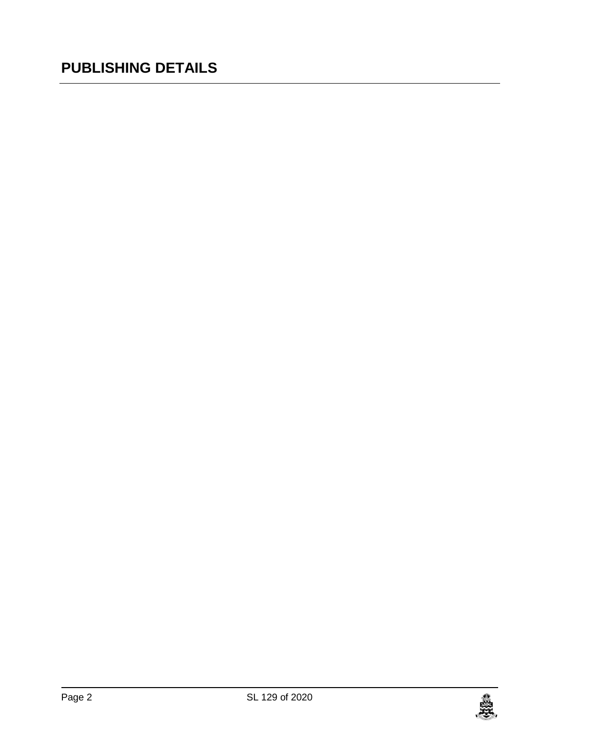## PUBLISHING DETAILS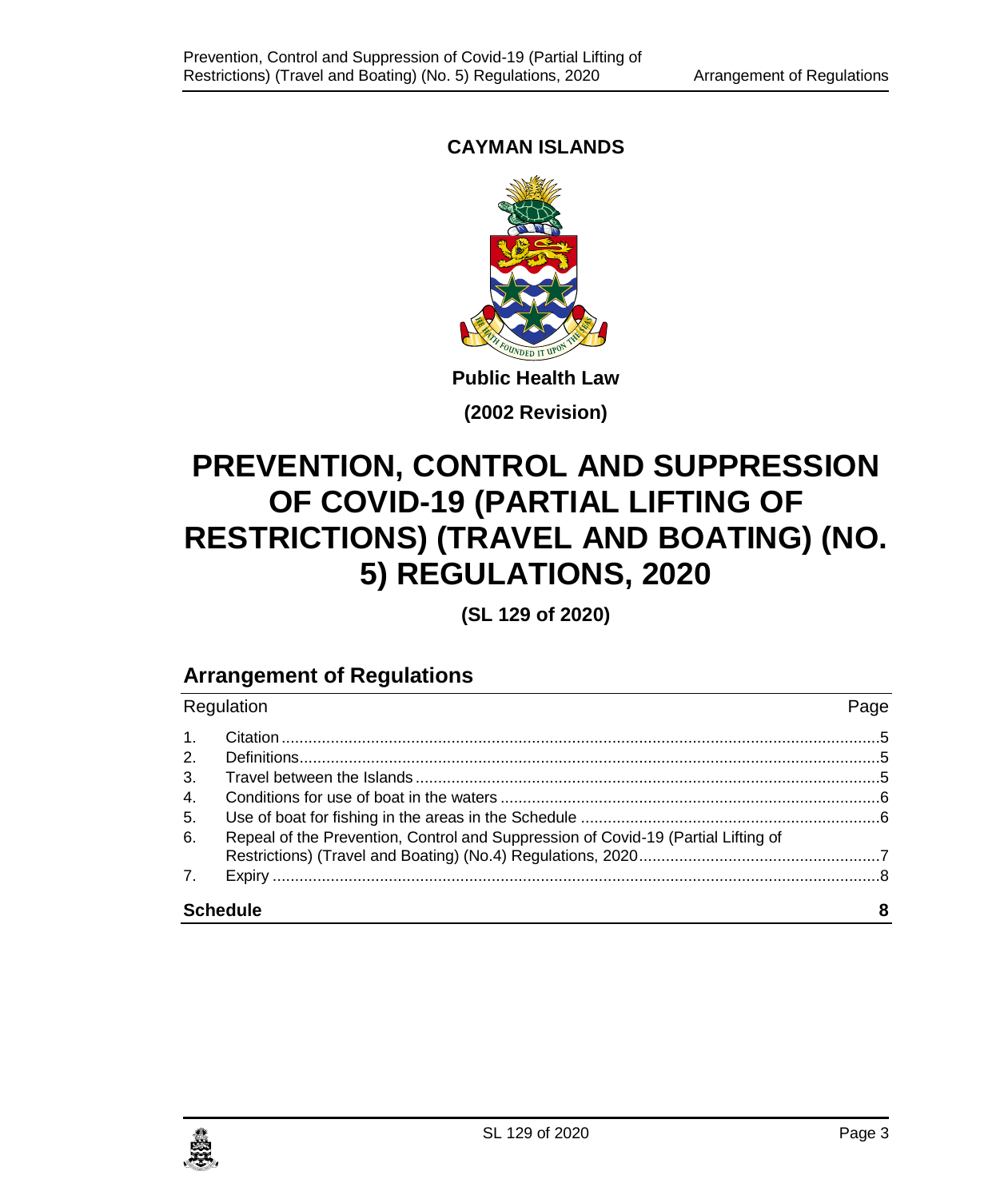**CAYMAN ISLANDS**

**Public Health Law**

**(2002 Revision)**

# PREVENTION, CONTROL AND SUPPRESSION OF COVID-19 (PARTIAL LIFTING OF RESTRICTIONS) (TRAVEL AND BOATING) (NO. 5) REGULATIONS, 2020

**(SL 129 of 2020)**

## Arrangement of Regulations

| Regulation | | Page |
|---|---|---|
| 1. | Citation | 5 |
| 2. | Definitions | 5 |
| 3. | Travel between the Islands | 5 |
| 4. | Conditions for use of boat in the waters | 6 |
| 5. | Use of boat for fishing in the areas in the Schedule | 6 |
| 6. | Repeal of the Prevention, Control and Suppression of Covid-19 (Partial Lifting of Restrictions) (Travel and Boating) (No.4) Regulations, 2020 | 7 |
| 7. | Expiry | 8 |
| **Schedule** | | **8** |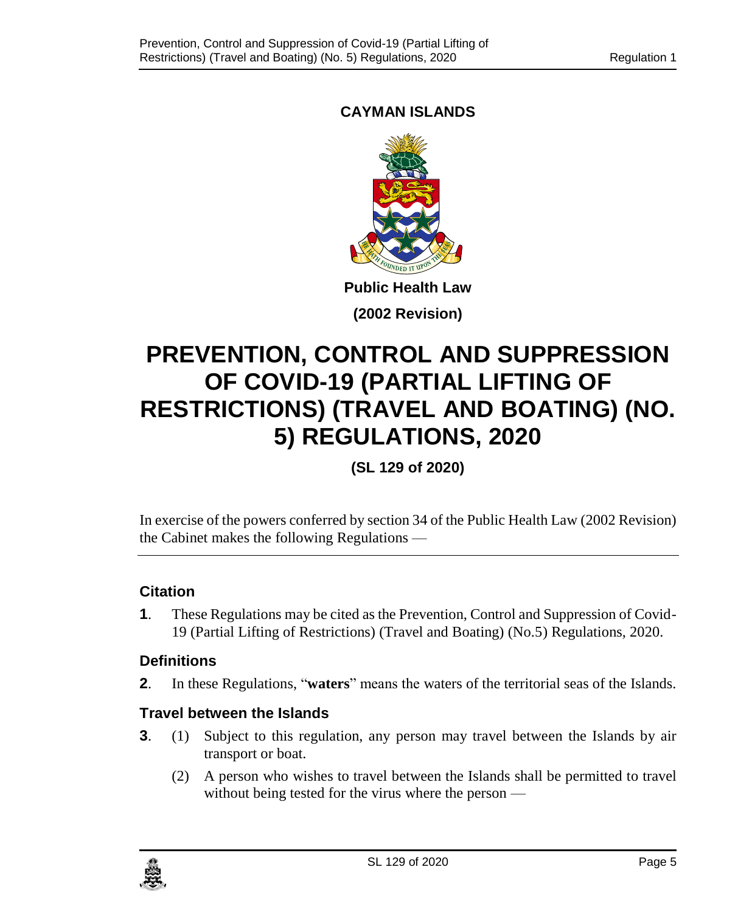**CAYMAN ISLANDS**

**Public Health Law**

**(2002 Revision)**

# PREVENTION, CONTROL AND SUPPRESSION OF COVID-19 (PARTIAL LIFTING OF RESTRICTIONS) (TRAVEL AND BOATING) (NO. 5) REGULATIONS, 2020

**(SL 129 of 2020)**

In exercise of the powers conferred by section 34 of the Public Health Law (2002 Revision) the Cabinet makes the following Regulations —

### Citation

**1**. These Regulations may be cited as the Prevention, Control and Suppression of Covid-19 (Partial Lifting of Restrictions) (Travel and Boating) (No.5) Regulations, 2020.

### Definitions

**2**. In these Regulations, "**waters**" means the waters of the territorial seas of the Islands.

### Travel between the Islands

**3**. (1) Subject to this regulation, any person may travel between the Islands by air transport or boat.

(2) A person who wishes to travel between the Islands shall be permitted to travel without being tested for the virus where the person —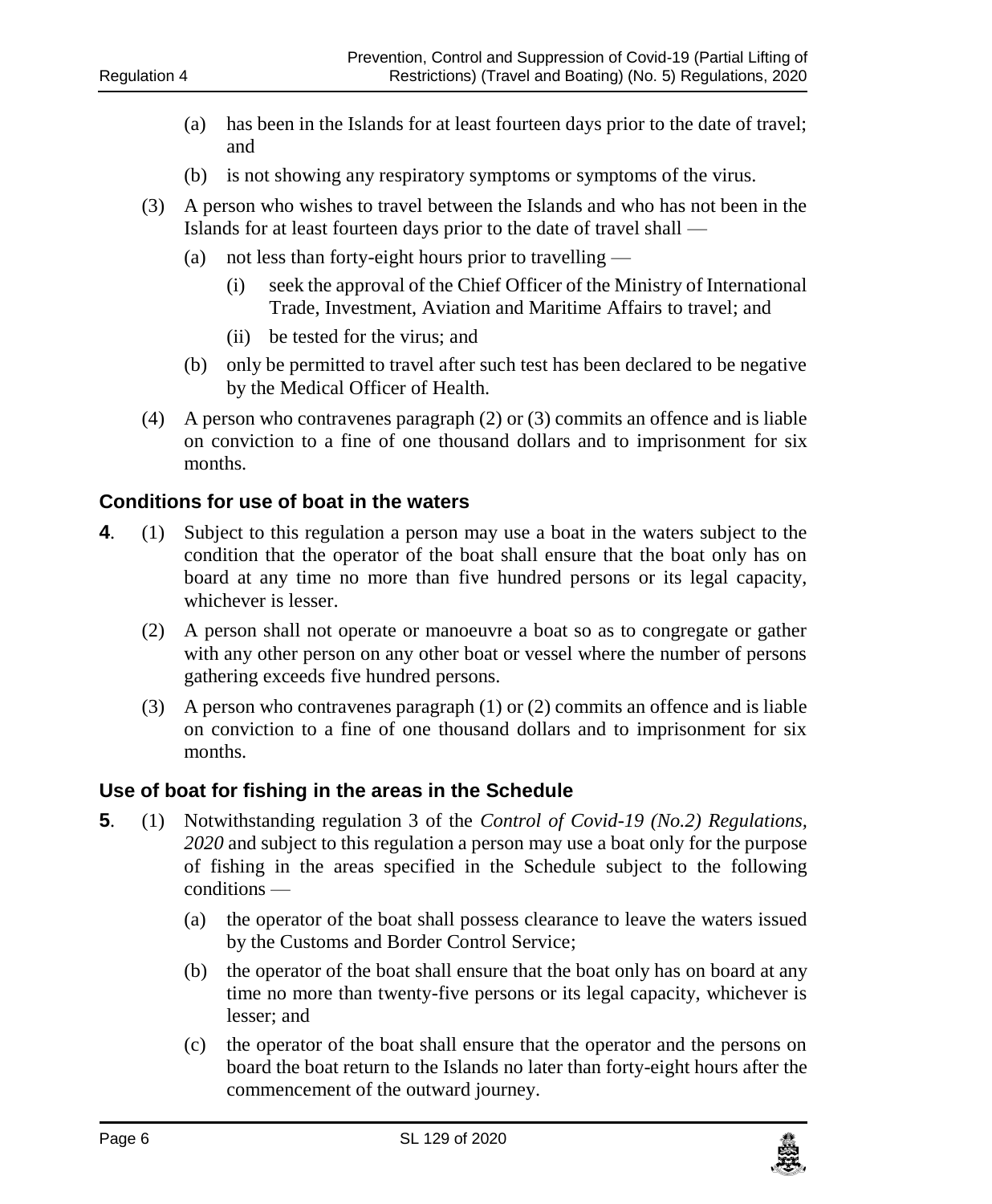(a) has been in the Islands for at least fourteen days prior to the date of travel; and

(b) is not showing any respiratory symptoms or symptoms of the virus.

(3) A person who wishes to travel between the Islands and who has not been in the Islands for at least fourteen days prior to the date of travel shall —

(a) not less than forty-eight hours prior to travelling —

(i) seek the approval of the Chief Officer of the Ministry of International Trade, Investment, Aviation and Maritime Affairs to travel; and

(ii) be tested for the virus; and

(b) only be permitted to travel after such test has been declared to be negative by the Medical Officer of Health.

(4) A person who contravenes paragraph (2) or (3) commits an offence and is liable on conviction to a fine of one thousand dollars and to imprisonment for six months.

### Conditions for use of boat in the waters

**4**. (1) Subject to this regulation a person may use a boat in the waters subject to the condition that the operator of the boat shall ensure that the boat only has on board at any time no more than five hundred persons or its legal capacity, whichever is lesser.

(2) A person shall not operate or manoeuvre a boat so as to congregate or gather with any other person on any other boat or vessel where the number of persons gathering exceeds five hundred persons.

(3) A person who contravenes paragraph (1) or (2) commits an offence and is liable on conviction to a fine of one thousand dollars and to imprisonment for six months.

### Use of boat for fishing in the areas in the Schedule

**5**. (1) Notwithstanding regulation 3 of the *Control of Covid-19 (No.2) Regulations, 2020* and subject to this regulation a person may use a boat only for the purpose of fishing in the areas specified in the Schedule subject to the following conditions —

(a) the operator of the boat shall possess clearance to leave the waters issued by the Customs and Border Control Service;

(b) the operator of the boat shall ensure that the boat only has on board at any time no more than twenty-five persons or its legal capacity, whichever is lesser; and

(c) the operator of the boat shall ensure that the operator and the persons on board the boat return to the Islands no later than forty-eight hours after the commencement of the outward journey.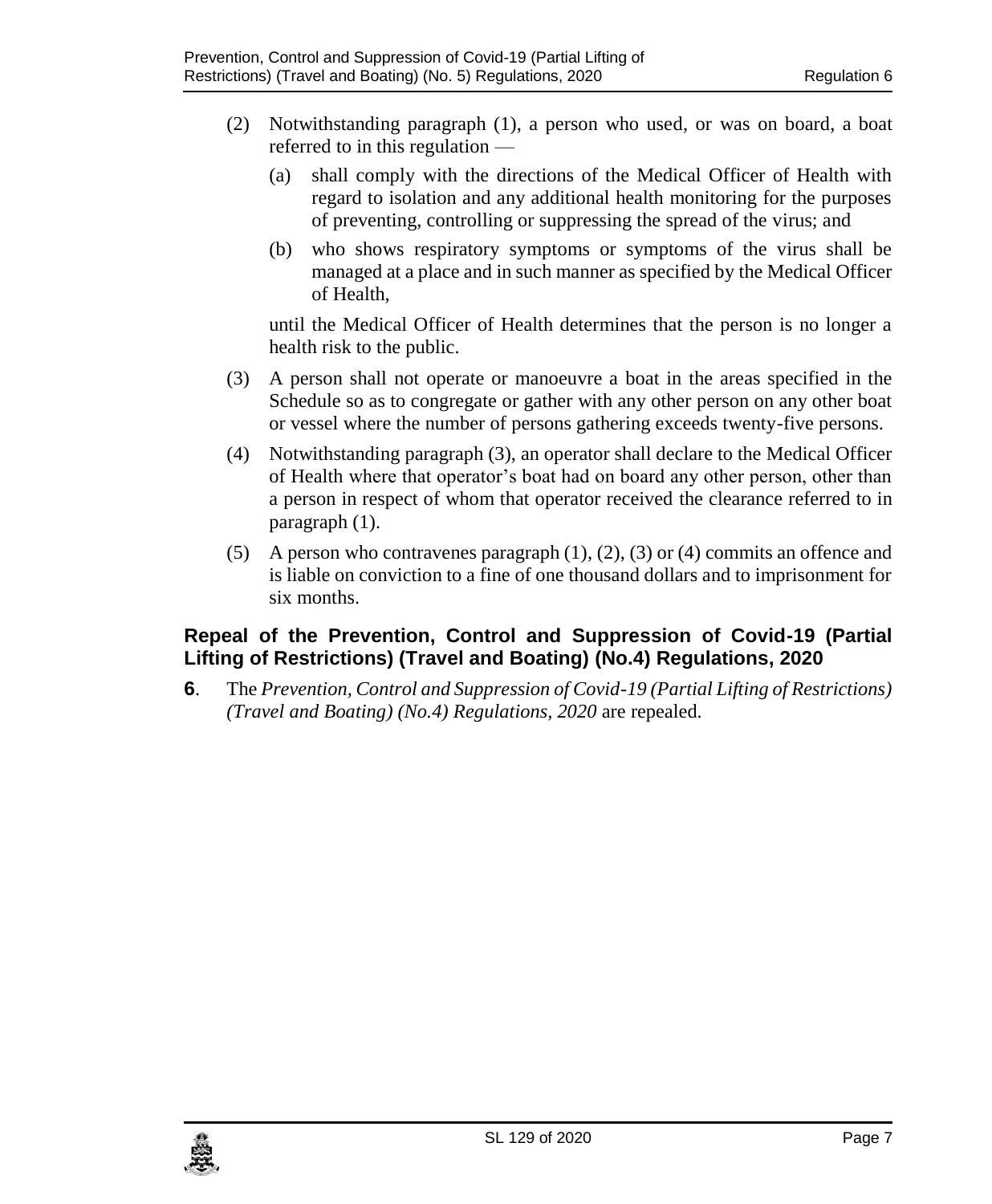(2) Notwithstanding paragraph (1), a person who used, or was on board, a boat referred to in this regulation —

   (a) shall comply with the directions of the Medical Officer of Health with regard to isolation and any additional health monitoring for the purposes of preventing, controlling or suppressing the spread of the virus; and

   (b) who shows respiratory symptoms or symptoms of the virus shall be managed at a place and in such manner as specified by the Medical Officer of Health,

   until the Medical Officer of Health determines that the person is no longer a health risk to the public.

(3) A person shall not operate or manoeuvre a boat in the areas specified in the Schedule so as to congregate or gather with any other person on any other boat or vessel where the number of persons gathering exceeds twenty-five persons.

(4) Notwithstanding paragraph (3), an operator shall declare to the Medical Officer of Health where that operator's boat had on board any other person, other than a person in respect of whom that operator received the clearance referred to in paragraph (1).

(5) A person who contravenes paragraph (1), (2), (3) or (4) commits an offence and is liable on conviction to a fine of one thousand dollars and to imprisonment for six months.

### Repeal of the Prevention, Control and Suppression of Covid-19 (Partial Lifting of Restrictions) (Travel and Boating) (No.4) Regulations, 2020

**6**. The *Prevention, Control and Suppression of Covid-19 (Partial Lifting of Restrictions) (Travel and Boating) (No.4) Regulations, 2020* are repealed.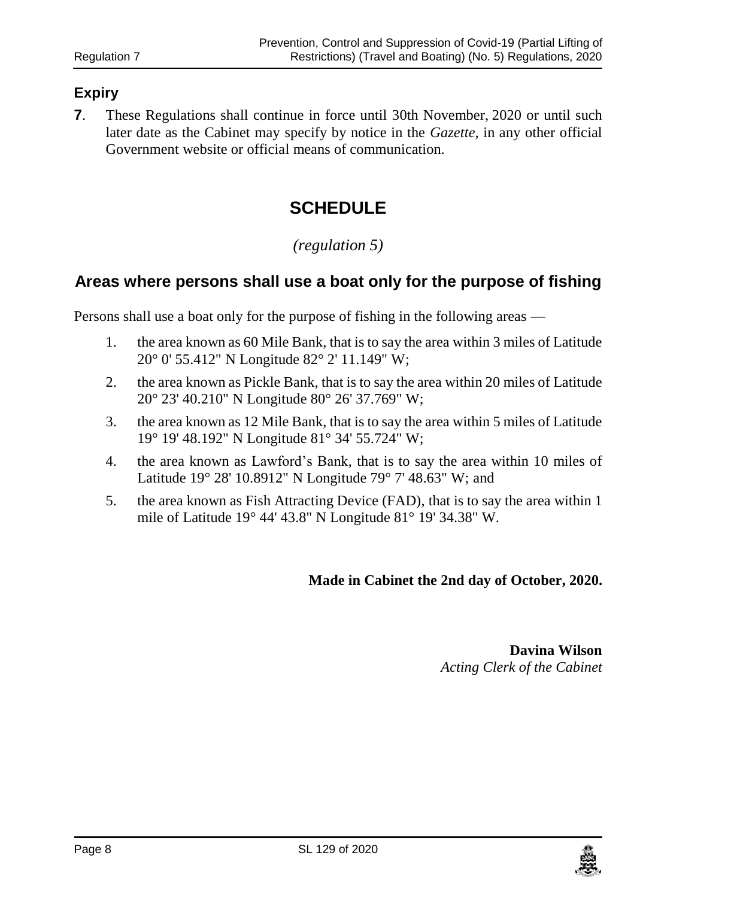## Expiry

**7**. These Regulations shall continue in force until 30th November, 2020 or until such later date as the Cabinet may specify by notice in the *Gazette*, in any other official Government website or official means of communication.

# SCHEDULE

*(regulation 5)*

## Areas where persons shall use a boat only for the purpose of fishing

Persons shall use a boat only for the purpose of fishing in the following areas —

1. the area known as 60 Mile Bank, that is to say the area within 3 miles of Latitude 20° 0' 55.412" N Longitude 82° 2' 11.149" W;
2. the area known as Pickle Bank, that is to say the area within 20 miles of Latitude 20° 23' 40.210" N Longitude 80° 26' 37.769" W;
3. the area known as 12 Mile Bank, that is to say the area within 5 miles of Latitude 19° 19' 48.192" N Longitude 81° 34' 55.724" W;
4. the area known as Lawford's Bank, that is to say the area within 10 miles of Latitude 19° 28' 10.8912" N Longitude 79° 7' 48.63" W; and
5. the area known as Fish Attracting Device (FAD), that is to say the area within 1 mile of Latitude 19° 44' 43.8" N Longitude 81° 19' 34.38" W.

**Made in Cabinet the 2nd day of October, 2020.**

**Davina Wilson**
*Acting Clerk of the Cabinet*